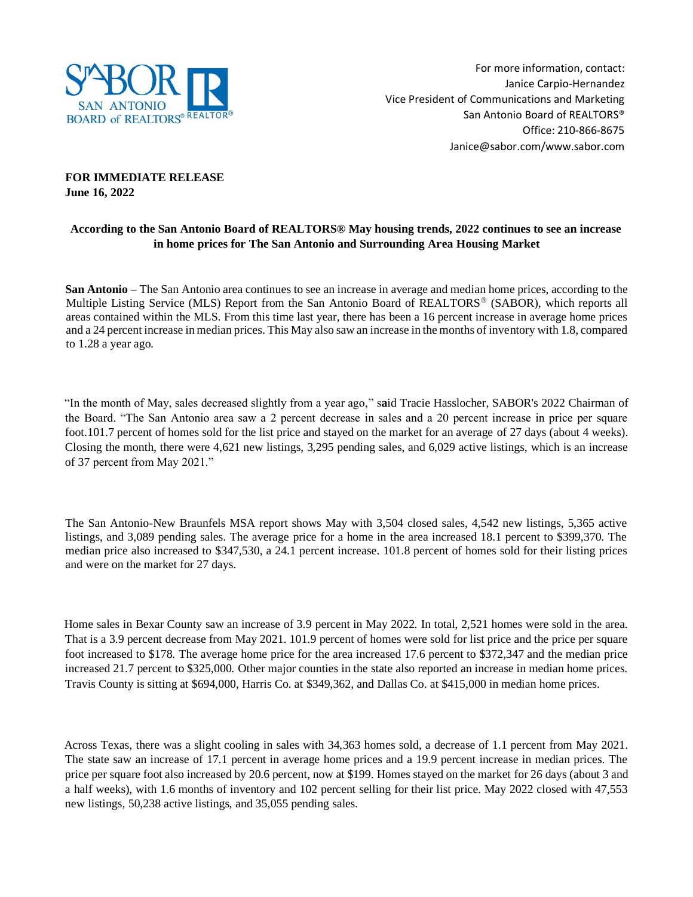SABOR SAN ANTONIO BOARD of REALTORS® REALTOR®

For more information, contact:
Janice Carpio-Hernandez
Vice President of Communications and Marketing
San Antonio Board of REALTORS®
Office: 210-866-8675
Janice@sabor.com/www.sabor.com

**FOR IMMEDIATE RELEASE**
**June 16, 2022**

**According to the San Antonio Board of REALTORS® May housing trends, 2022 continues to see an increase in home prices for The San Antonio and Surrounding Area Housing Market**

**San Antonio** – The San Antonio area continues to see an increase in average and median home prices, according to the Multiple Listing Service (MLS) Report from the San Antonio Board of REALTORS® (SABOR), which reports all areas contained within the MLS. From this time last year, there has been a 16 percent increase in average home prices and a 24 percent increase in median prices. This May also saw an increase in the months of inventory with 1.8, compared to 1.28 a year ago.

"In the month of May, sales decreased slightly from a year ago," said Tracie Hasslocher, SABOR's 2022 Chairman of the Board. "The San Antonio area saw a 2 percent decrease in sales and a 20 percent increase in price per square foot.101.7 percent of homes sold for the list price and stayed on the market for an average of 27 days (about 4 weeks). Closing the month, there were 4,621 new listings, 3,295 pending sales, and 6,029 active listings, which is an increase of 37 percent from May 2021."

The San Antonio-New Braunfels MSA report shows May with 3,504 closed sales, 4,542 new listings, 5,365 active listings, and 3,089 pending sales. The average price for a home in the area increased 18.1 percent to $399,370. The median price also increased to $347,530, a 24.1 percent increase. 101.8 percent of homes sold for their listing prices and were on the market for 27 days.

Home sales in Bexar County saw an increase of 3.9 percent in May 2022. In total, 2,521 homes were sold in the area. That is a 3.9 percent decrease from May 2021. 101.9 percent of homes were sold for list price and the price per square foot increased to $178. The average home price for the area increased 17.6 percent to $372,347 and the median price increased 21.7 percent to $325,000. Other major counties in the state also reported an increase in median home prices. Travis County is sitting at $694,000, Harris Co. at $349,362, and Dallas Co. at $415,000 in median home prices.

Across Texas, there was a slight cooling in sales with 34,363 homes sold, a decrease of 1.1 percent from May 2021. The state saw an increase of 17.1 percent in average home prices and a 19.9 percent increase in median prices. The price per square foot also increased by 20.6 percent, now at $199. Homes stayed on the market for 26 days (about 3 and a half weeks), with 1.6 months of inventory and 102 percent selling for their list price. May 2022 closed with 47,553 new listings, 50,238 active listings, and 35,055 pending sales.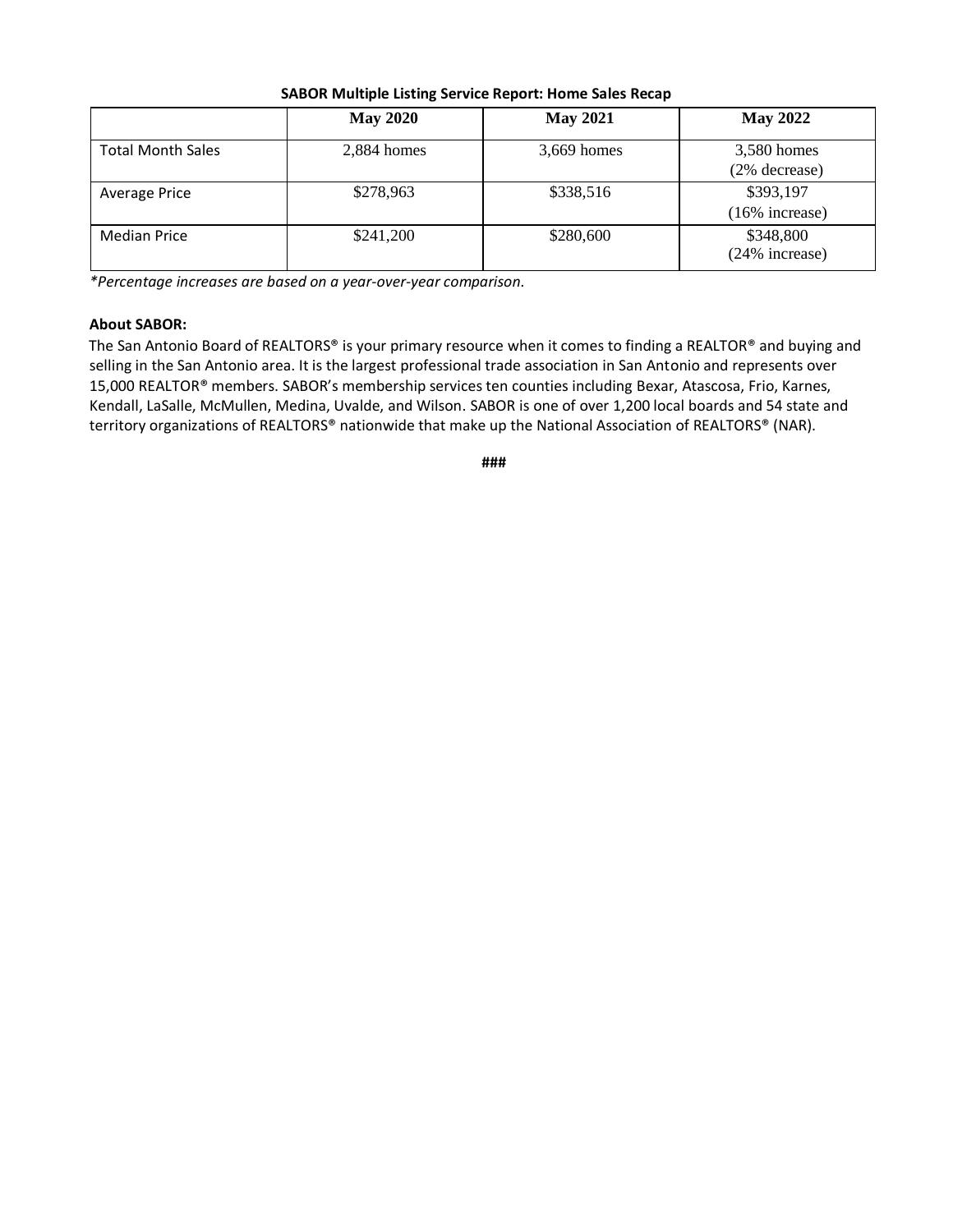**SABOR Multiple Listing Service Report: Home Sales Recap**

| | May 2020 | May 2021 | May 2022 |
|---|---|---|---|
| Total Month Sales | 2,884 homes | 3,669 homes | 3,580 homes (2% decrease) |
| Average Price | $278,963 | $338,516 | $393,197 (16% increase) |
| Median Price | $241,200 | $280,600 | $348,800 (24% increase) |

*\*Percentage increases are based on a year-over-year comparison.*

**About SABOR:**

The San Antonio Board of REALTORS® is your primary resource when it comes to finding a REALTOR® and buying and selling in the San Antonio area. It is the largest professional trade association in San Antonio and represents over 15,000 REALTOR® members. SABOR's membership services ten counties including Bexar, Atascosa, Frio, Karnes, Kendall, LaSalle, McMullen, Medina, Uvalde, and Wilson. SABOR is one of over 1,200 local boards and 54 state and territory organizations of REALTORS® nationwide that make up the National Association of REALTORS® (NAR).

###